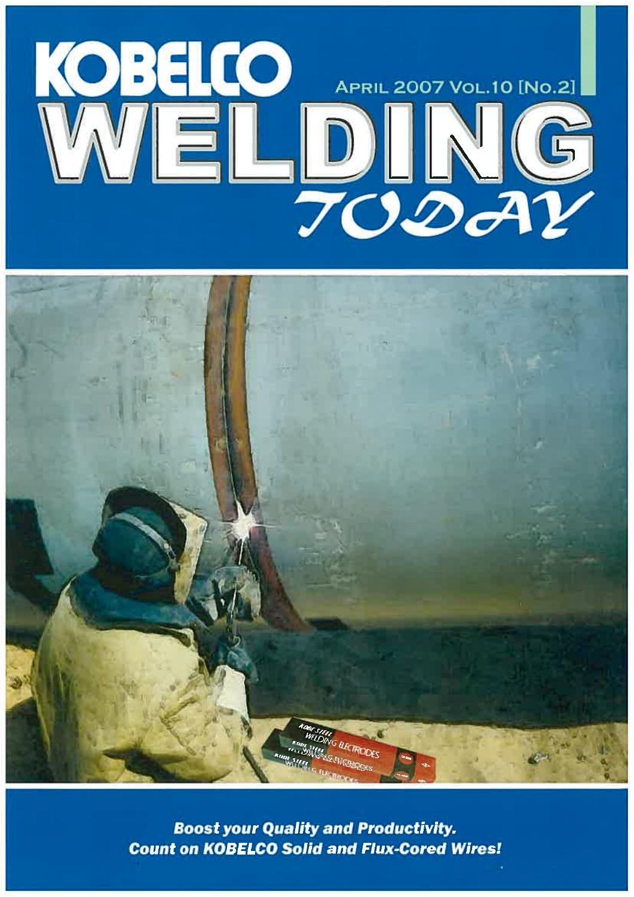# KOBELCO WELDING TODAY

APRIL 2007 VOL.10 [No.2]

***Boost your Quality and Productivity.***
***Count on KOBELCO Solid and Flux-Cored Wires!***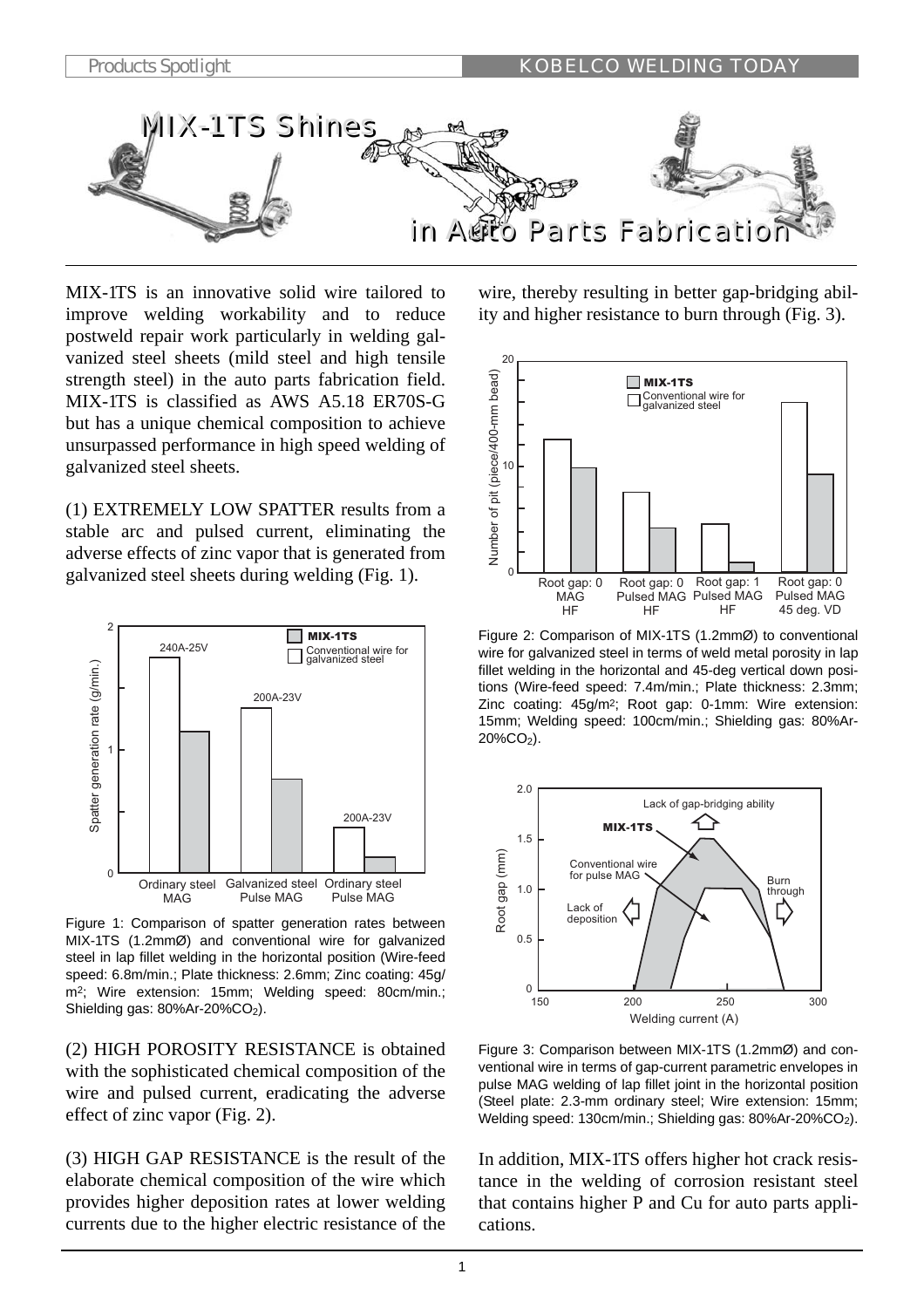# MIX-1TS Shines in Auto Parts Fabrication

MIX-1TS is an innovative solid wire tailored to improve welding workability and to reduce postweld repair work particularly in welding galvanized steel sheets (mild steel and high tensile strength steel) in the auto parts fabrication field. MIX-1TS is classified as AWS A5.18 ER70S-G but has a unique chemical composition to achieve unsurpassed performance in high speed welding of galvanized steel sheets.

(1) EXTREMELY LOW SPATTER results from a stable arc and pulsed current, eliminating the adverse effects of zinc vapor that is generated from galvanized steel sheets during welding (Fig. 1).

Figure 1: Comparison of spatter generation rates between MIX-1TS (1.2mmØ) and conventional wire for galvanized steel in lap fillet welding in the horizontal position (Wire-feed speed: 6.8m/min.; Plate thickness: 2.6mm; Zinc coating: 45g/m[2]; Wire extension: 15mm; Welding speed: 80cm/min.; Shielding gas: 80%Ar-20%$CO_2$).

(2) HIGH POROSITY RESISTANCE is obtained with the sophisticated chemical composition of the wire and pulsed current, eradicating the adverse effect of zinc vapor (Fig. 2).

(3) HIGH GAP RESISTANCE is the result of the elaborate chemical composition of the wire which provides higher deposition rates at lower welding currents due to the higher electric resistance of the wire, thereby resulting in better gap-bridging ability and higher resistance to burn through (Fig. 3).

Figure 2: Comparison of MIX-1TS (1.2mmØ) to conventional wire for galvanized steel in terms of weld metal porosity in lap fillet welding in the horizontal and 45-deg vertical down positions (Wire-feed speed: 7.4m/min.; Plate thickness: 2.3mm; Zinc coating: 45g/m[2]; Root gap: 0-1mm: Wire extension: 15mm; Welding speed: 100cm/min.; Shielding gas: 80%Ar-20%$CO_2$).

Figure 3: Comparison between MIX-1TS (1.2mmØ) and conventional wire in terms of gap-current parametric envelopes in pulse MAG welding of lap fillet joint in the horizontal position (Steel plate: 2.3-mm ordinary steel; Wire extension: 15mm; Welding speed: 130cm/min.; Shielding gas: 80%Ar-20%$CO_2$).

In addition, MIX-1TS offers higher hot crack resistance in the welding of corrosion resistant steel that contains higher P and Cu for auto parts applications.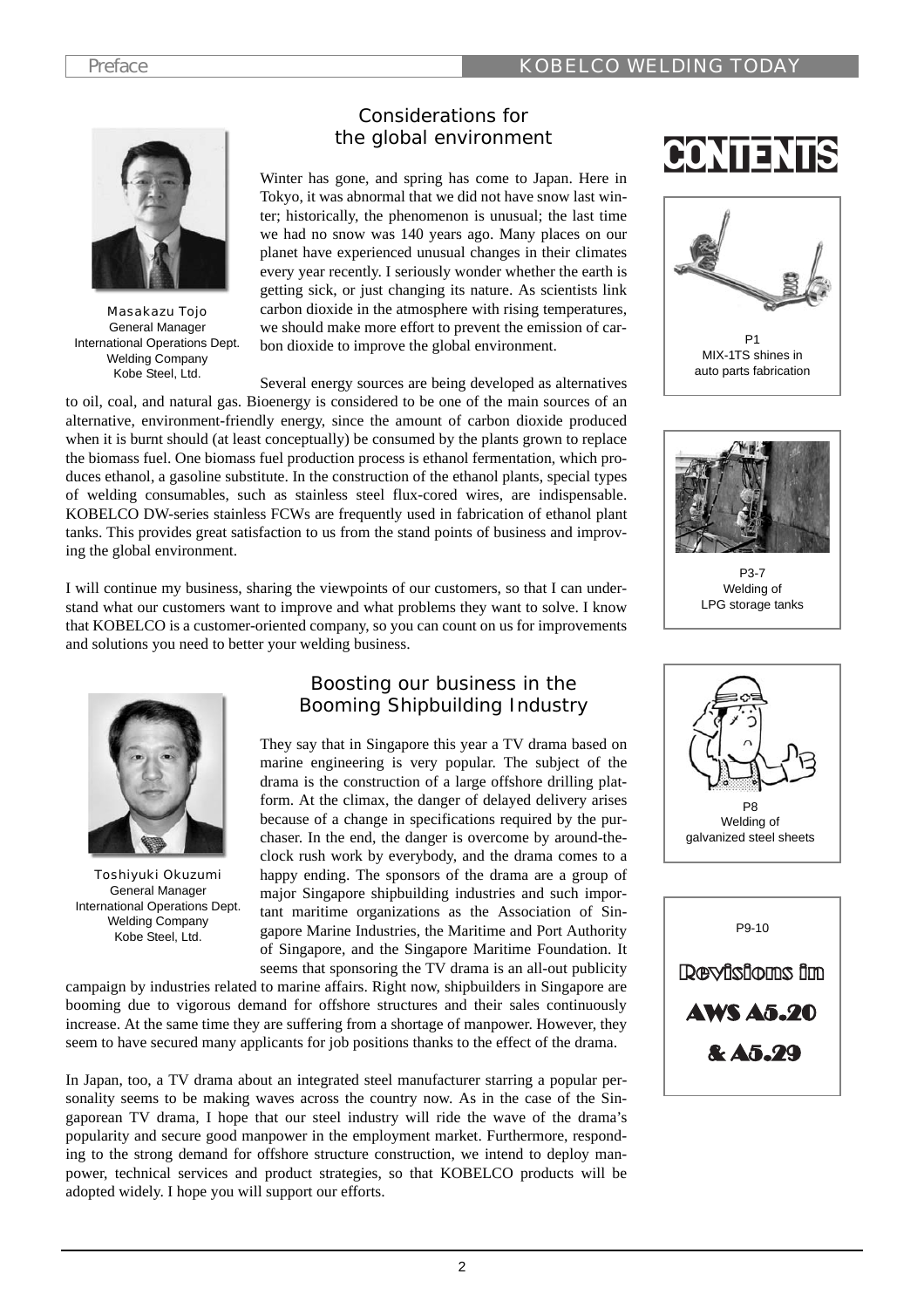## Considerations for the global environment

Masakazu Tojo
General Manager
International Operations Dept.
Welding Company
Kobe Steel, Ltd.

Winter has gone, and spring has come to Japan. Here in Tokyo, it was abnormal that we did not have snow last winter; historically, the phenomenon is unusual; the last time we had no snow was 140 years ago. Many places on our planet have experienced unusual changes in their climates every year recently. I seriously wonder whether the earth is getting sick, or just changing its nature. As scientists link carbon dioxide in the atmosphere with rising temperatures, we should make more effort to prevent the emission of carbon dioxide to improve the global environment.

Several energy sources are being developed as alternatives to oil, coal, and natural gas. Bioenergy is considered to be one of the main sources of an alternative, environment-friendly energy, since the amount of carbon dioxide produced when it is burnt should (at least conceptually) be consumed by the plants grown to replace the biomass fuel. One biomass fuel production process is ethanol fermentation, which produces ethanol, a gasoline substitute. In the construction of the ethanol plants, special types of welding consumables, such as stainless steel flux-cored wires, are indispensable. KOBELCO DW-series stainless FCWs are frequently used in fabrication of ethanol plant tanks. This provides great satisfaction to us from the stand points of business and improving the global environment.

I will continue my business, sharing the viewpoints of our customers, so that I can understand what our customers want to improve and what problems they want to solve. I know that KOBELCO is a customer-oriented company, so you can count on us for improvements and solutions you need to better your welding business.

## Boosting our business in the Booming Shipbuilding Industry

Toshiyuki Okuzumi
General Manager
International Operations Dept.
Welding Company
Kobe Steel, Ltd.

They say that in Singapore this year a TV drama based on marine engineering is very popular. The subject of the drama is the construction of a large offshore drilling platform. At the climax, the danger of delayed delivery arises because of a change in specifications required by the purchaser. In the end, the danger is overcome by around-the-clock rush work by everybody, and the drama comes to a happy ending. The sponsors of the drama are a group of major Singapore shipbuilding industries and such important maritime organizations as the Association of Singapore Marine Industries, the Maritime and Port Authority of Singapore, and the Singapore Maritime Foundation. It seems that sponsoring the TV drama is an all-out publicity campaign by industries related to marine affairs. Right now, shipbuilders in Singapore are booming due to vigorous demand for offshore structures and their sales continuously increase. At the same time they are suffering from a shortage of manpower. However, they seem to have secured many applicants for job positions thanks to the effect of the drama.

In Japan, too, a TV drama about an integrated steel manufacturer starring a popular personality seems to be making waves across the country now. As in the case of the Singaporean TV drama, I hope that our steel industry will ride the wave of the drama's popularity and secure good manpower in the employment market. Furthermore, responding to the strong demand for offshore structure construction, we intend to deploy manpower, technical services and product strategies, so that KOBELCO products will be adopted widely. I hope you will support our efforts.

# CONTENTS

P1
MIX-1TS shines in auto parts fabrication

P3-7
Welding of LPG storage tanks

P8
Welding of galvanized steel sheets

P9-10
Revisions in AWS A5.20 & A5.29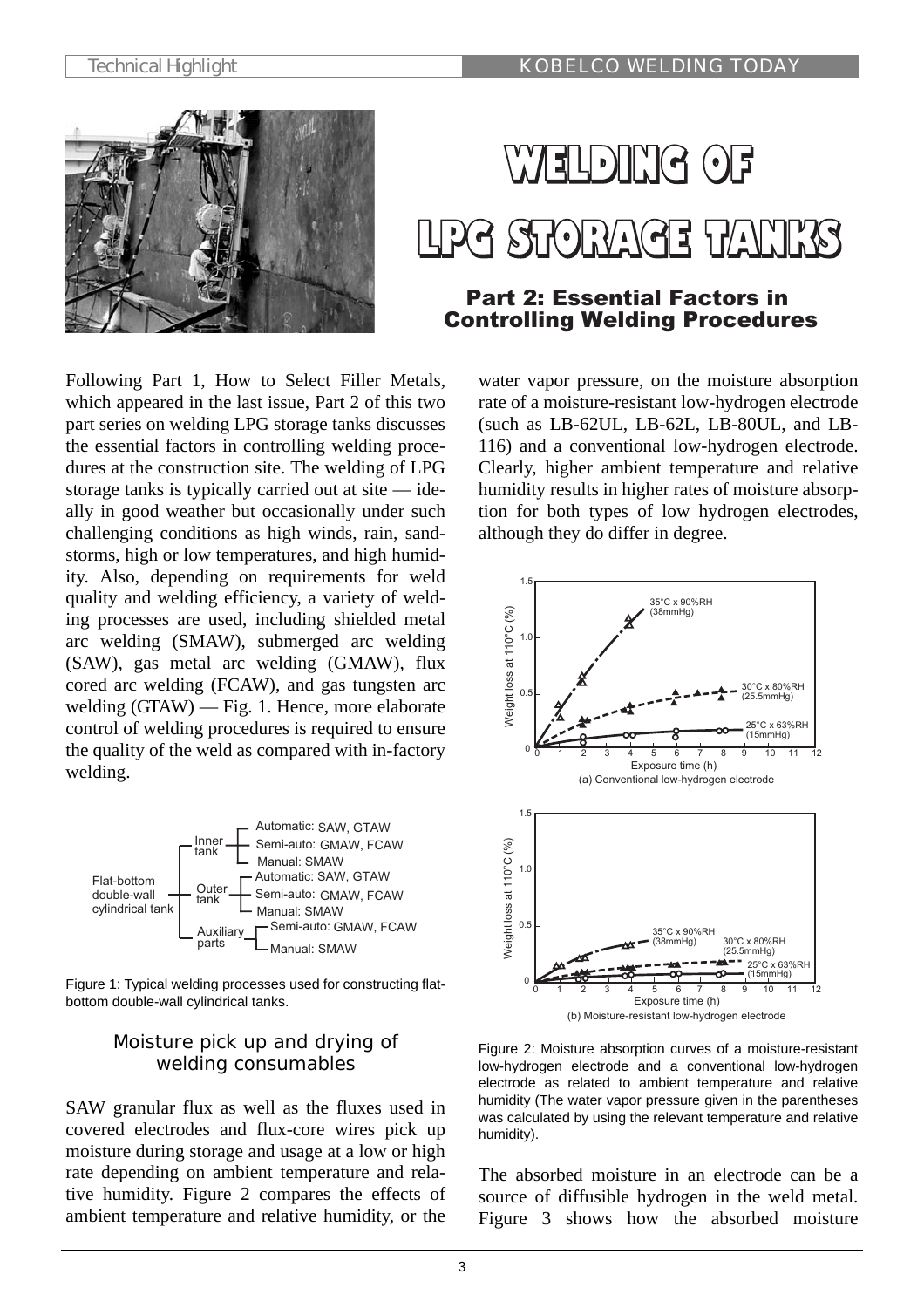# WELDING OF LPG STORAGE TANKS

## Part 2: Essential Factors in Controlling Welding Procedures

Following Part 1, How to Select Filler Metals, which appeared in the last issue, Part 2 of this two part series on welding LPG storage tanks discusses the essential factors in controlling welding procedures at the construction site. The welding of LPG storage tanks is typically carried out at site — ideally in good weather but occasionally under such challenging conditions as high winds, rain, sandstorms, high or low temperatures, and high humidity. Also, depending on requirements for weld quality and welding efficiency, a variety of welding processes are used, including shielded metal arc welding (SMAW), submerged arc welding (SAW), gas metal arc welding (GMAW), flux cored arc welding (FCAW), and gas tungsten arc welding (GTAW) — Fig. 1. Hence, more elaborate control of welding procedures is required to ensure the quality of the weld as compared with in-factory welding.

- Flat-bottom double-wall cylindrical tank
  - Inner tank
    - Automatic: SAW, GTAW
    - Semi-auto: GMAW, FCAW
    - Manual: SMAW
  - Outer tank
    - Automatic: SAW, GTAW
    - Semi-auto: GMAW, FCAW
    - Manual: SMAW
  - Auxiliary parts
    - Semi-auto: GMAW, FCAW
    - Manual: SMAW

Figure 1: Typical welding processes used for constructing flat-bottom double-wall cylindrical tanks.

### Moisture pick up and drying of welding consumables

SAW granular flux as well as the fluxes used in covered electrodes and flux-core wires pick up moisture during storage and usage at a low or high rate depending on ambient temperature and relative humidity. Figure 2 compares the effects of ambient temperature and relative humidity, or the water vapor pressure, on the moisture absorption rate of a moisture-resistant low-hydrogen electrode (such as LB-62UL, LB-62L, LB-80UL, and LB-116) and a conventional low-hydrogen electrode. Clearly, higher ambient temperature and relative humidity results in higher rates of moisture absorption for both types of low hydrogen electrodes, although they do differ in degree.

Figure 2: Moisture absorption curves of a moisture-resistant low-hydrogen electrode and a conventional low-hydrogen electrode as related to ambient temperature and relative humidity (The water vapor pressure given in the parentheses was calculated by using the relevant temperature and relative humidity).

The absorbed moisture in an electrode can be a source of diffusible hydrogen in the weld metal. Figure 3 shows how the absorbed moisture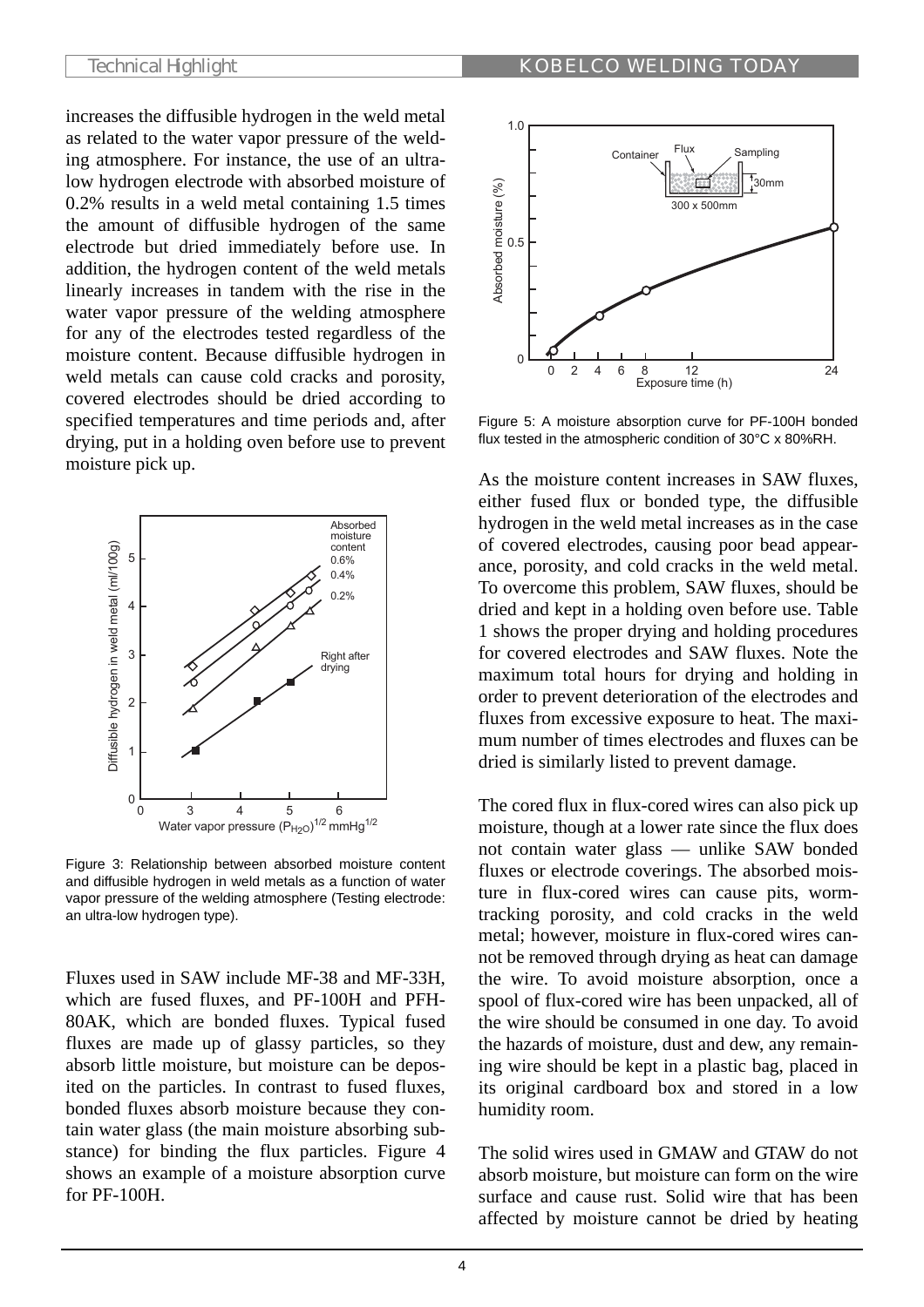increases the diffusible hydrogen in the weld metal as related to the water vapor pressure of the welding atmosphere. For instance, the use of an ultra-low hydrogen electrode with absorbed moisture of 0.2% results in a weld metal containing 1.5 times the amount of diffusible hydrogen of the same electrode but dried immediately before use. In addition, the hydrogen content of the weld metals linearly increases in tandem with the rise in the water vapor pressure of the welding atmosphere for any of the electrodes tested regardless of the moisture content. Because diffusible hydrogen in weld metals can cause cold cracks and porosity, covered electrodes should be dried according to specified temperatures and time periods and, after drying, put in a holding oven before use to prevent moisture pick up.

Figure 3: Relationship between absorbed moisture content and diffusible hydrogen in weld metals as a function of water vapor pressure of the welding atmosphere (Testing electrode: an ultra-low hydrogen type).

Fluxes used in SAW include MF-38 and MF-33H, which are fused fluxes, and PF-100H and PFH-80AK, which are bonded fluxes. Typical fused fluxes are made up of glassy particles, so they absorb little moisture, but moisture can be deposited on the particles. In contrast to fused fluxes, bonded fluxes absorb moisture because they contain water glass (the main moisture absorbing substance) for binding the flux particles. Figure 4 shows an example of a moisture absorption curve for PF-100H.

Figure 5: A moisture absorption curve for PF-100H bonded flux tested in the atmospheric condition of 30°C x 80%RH.

As the moisture content increases in SAW fluxes, either fused flux or bonded type, the diffusible hydrogen in the weld metal increases as in the case of covered electrodes, causing poor bead appearance, porosity, and cold cracks in the weld metal. To overcome this problem, SAW fluxes, should be dried and kept in a holding oven before use. Table 1 shows the proper drying and holding procedures for covered electrodes and SAW fluxes. Note the maximum total hours for drying and holding in order to prevent deterioration of the electrodes and fluxes from excessive exposure to heat. The maximum number of times electrodes and fluxes can be dried is similarly listed to prevent damage.

The cored flux in flux-cored wires can also pick up moisture, though at a lower rate since the flux does not contain water glass — unlike SAW bonded fluxes or electrode coverings. The absorbed moisture in flux-cored wires can cause pits, worm-tracking porosity, and cold cracks in the weld metal; however, moisture in flux-cored wires cannot be removed through drying as heat can damage the wire. To avoid moisture absorption, once a spool of flux-cored wire has been unpacked, all of the wire should be consumed in one day. To avoid the hazards of moisture, dust and dew, any remaining wire should be kept in a plastic bag, placed in its original cardboard box and stored in a low humidity room.

The solid wires used in GMAW and GTAW do not absorb moisture, but moisture can form on the wire surface and cause rust. Solid wire that has been affected by moisture cannot be dried by heating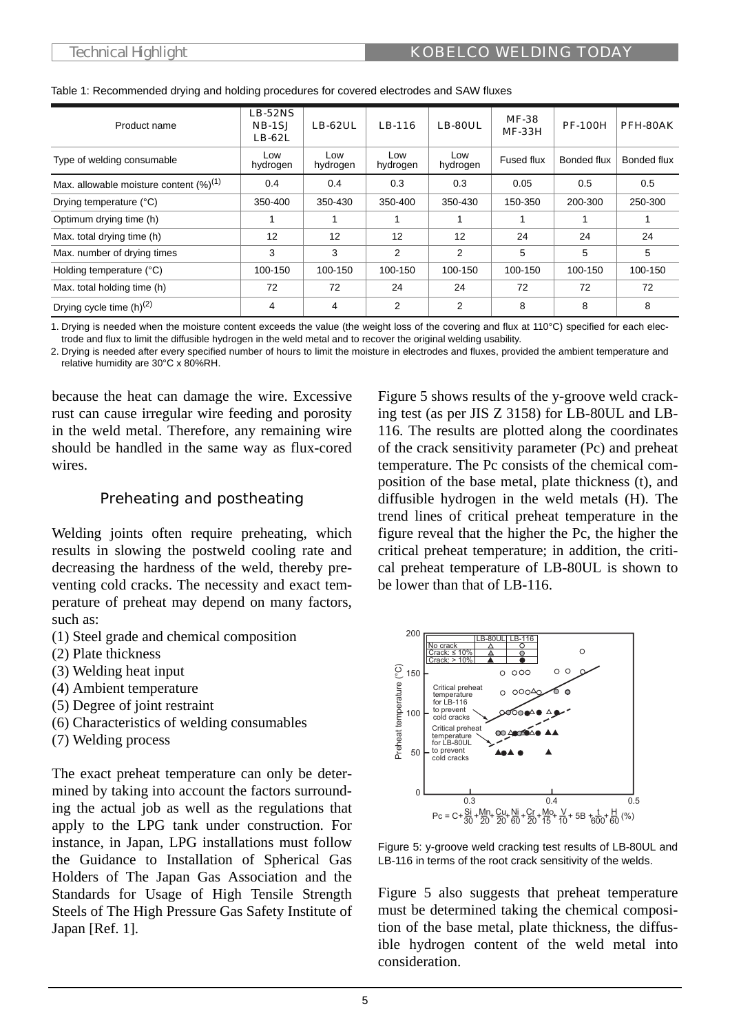Table 1: Recommended drying and holding procedures for covered electrodes and SAW fluxes

| Product name | LB-52NS NB-1SJ LB-62L | LB-62UL | LB-116 | LB-80UL | MF-38 MF-33H | PF-100H | PFH-80AK |
|---|---|---|---|---|---|---|---|
| Type of welding consumable | Low hydrogen | Low hydrogen | Low hydrogen | Low hydrogen | Fused flux | Bonded flux | Bonded flux |
| Max. allowable moisture content (%)(1) | 0.4 | 0.4 | 0.3 | 0.3 | 0.05 | 0.5 | 0.5 |
| Drying temperature (°C) | 350-400 | 350-430 | 350-400 | 350-430 | 150-350 | 200-300 | 250-300 |
| Optimum drying time (h) | 1 | 1 | 1 | 1 | 1 | 1 | 1 |
| Max. total drying time (h) | 12 | 12 | 12 | 12 | 24 | 24 | 24 |
| Max. number of drying times | 3 | 3 | 2 | 2 | 5 | 5 | 5 |
| Holding temperature (°C) | 100-150 | 100-150 | 100-150 | 100-150 | 100-150 | 100-150 | 100-150 |
| Max. total holding time (h) | 72 | 72 | 24 | 24 | 72 | 72 | 72 |
| Drying cycle time (h)(2) | 4 | 4 | 2 | 2 | 8 | 8 | 8 |

1. Drying is needed when the moisture content exceeds the value (the weight loss of the covering and flux at 110°C) specified for each electrode and flux to limit the diffusible hydrogen in the weld metal and to recover the original welding usability.
2. Drying is needed after every specified number of hours to limit the moisture in electrodes and fluxes, provided the ambient temperature and relative humidity are 30°C x 80%RH.

because the heat can damage the wire. Excessive rust can cause irregular wire feeding and porosity in the weld metal. Therefore, any remaining wire should be handled in the same way as flux-cored wires.

## Preheating and postheating

Welding joints often require preheating, which results in slowing the postweld cooling rate and decreasing the hardness of the weld, thereby preventing cold cracks. The necessity and exact temperature of preheat may depend on many factors, such as:

(1) Steel grade and chemical composition
(2) Plate thickness
(3) Welding heat input
(4) Ambient temperature
(5) Degree of joint restraint
(6) Characteristics of welding consumables
(7) Welding process

The exact preheat temperature can only be determined by taking into account the factors surrounding the actual job as well as the regulations that apply to the LPG tank under construction. For instance, in Japan, LPG installations must follow the Guidance to Installation of Spherical Gas Holders of The Japan Gas Association and the Standards for Usage of High Tensile Strength Steels of The High Pressure Gas Safety Institute of Japan [Ref. 1].

Figure 5 shows results of the y-groove weld cracking test (as per JIS Z 3158) for LB-80UL and LB-116. The results are plotted along the coordinates of the crack sensitivity parameter (Pc) and preheat temperature. The Pc consists of the chemical composition of the base metal, plate thickness (t), and diffusible hydrogen in the weld metals (H). The trend lines of critical preheat temperature in the figure reveal that the higher the Pc, the higher the critical preheat temperature; in addition, the critical preheat temperature of LB-80UL is shown to be lower than that of LB-116.

$$Pc = C + \frac{Si}{30} + \frac{Mn}{20} + \frac{Cu}{20} + \frac{Ni}{60} + \frac{Cr}{20} + \frac{Mo}{15} + \frac{V}{10} + 5B + \frac{t}{600} + \frac{H}{60} \ (\%)$$

Figure 5: y-groove weld cracking test results of LB-80UL and LB-116 in terms of the root crack sensitivity of the welds.

Figure 5 also suggests that preheat temperature must be determined taking the chemical composition of the base metal, plate thickness, the diffusible hydrogen content of the weld metal into consideration.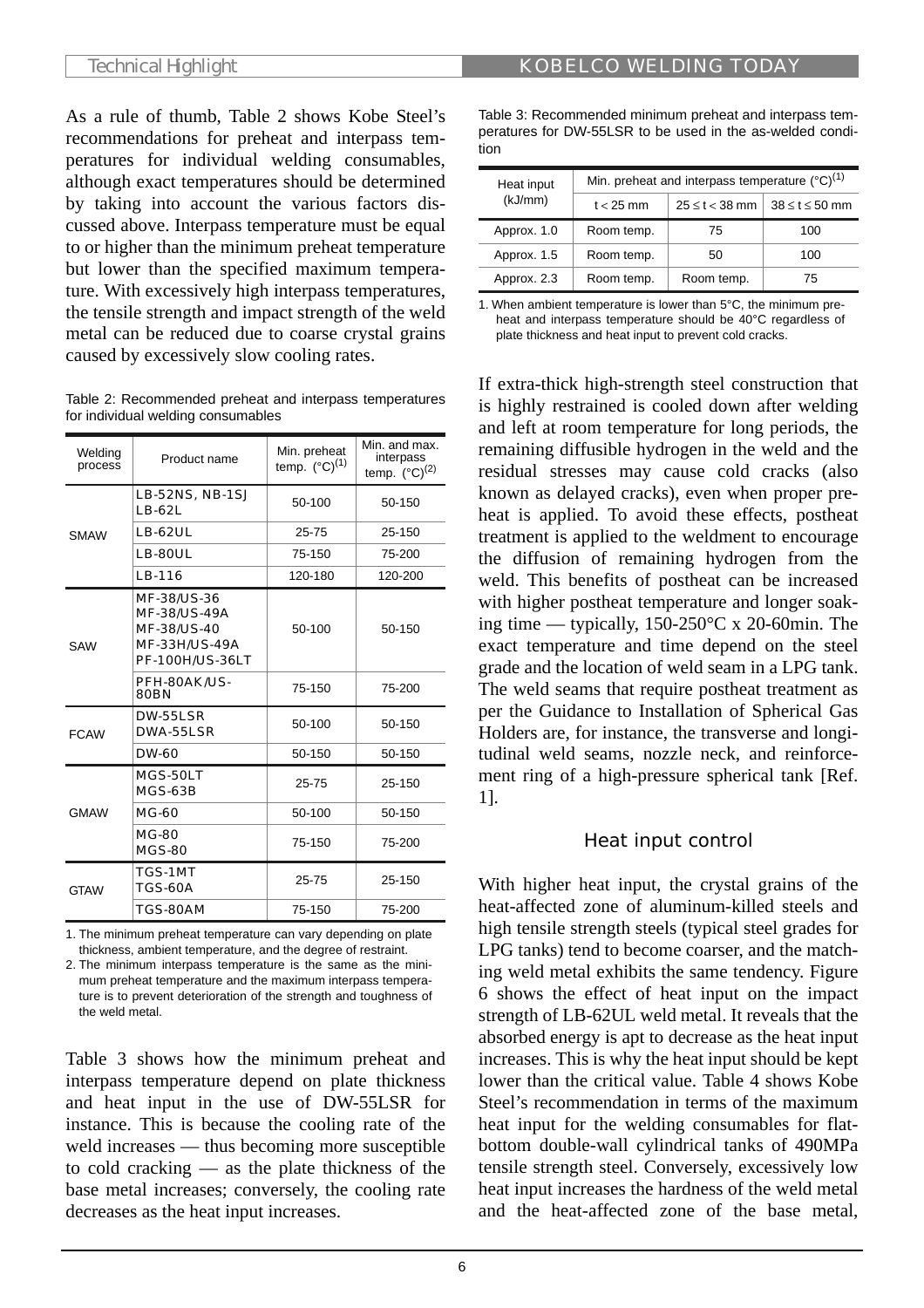As a rule of thumb, Table 2 shows Kobe Steel's recommendations for preheat and interpass temperatures for individual welding consumables, although exact temperatures should be determined by taking into account the various factors discussed above. Interpass temperature must be equal to or higher than the minimum preheat temperature but lower than the specified maximum temperature. With excessively high interpass temperatures, the tensile strength and impact strength of the weld metal can be reduced due to coarse crystal grains caused by excessively slow cooling rates.

Table 2: Recommended preheat and interpass temperatures for individual welding consumables

| Welding process | Product name | Min. preheat temp. (°C)(1) | Min. and max. interpass temp. (°C)(2) |
|---|---|---|---|
| SMAW | LB-52NS, NB-1SJ LB-62L | 50-100 | 50-150 |
| | LB-62UL | 25-75 | 25-150 |
| | LB-80UL | 75-150 | 75-200 |
| | LB-116 | 120-180 | 120-200 |
| SAW | MF-38/US-36 MF-38/US-49A MF-38/US-40 MF-33H/US-49A PF-100H/US-36LT | 50-100 | 50-150 |
| | PFH-80AK/US-80BN | 75-150 | 75-200 |
| FCAW | DW-55LSR DWA-55LSR | 50-100 | 50-150 |
| | DW-60 | 50-150 | 50-150 |
| GMAW | MGS-50LT MGS-63B | 25-75 | 25-150 |
| | MG-60 | 50-100 | 50-150 |
| | MG-80 MGS-80 | 75-150 | 75-200 |
| GTAW | TGS-1MT TGS-60A | 25-75 | 25-150 |
| | TGS-80AM | 75-150 | 75-200 |

1. The minimum preheat temperature can vary depending on plate thickness, ambient temperature, and the degree of restraint.
2. The minimum interpass temperature is the same as the minimum preheat temperature and the maximum interpass temperature is to prevent deterioration of the strength and toughness of the weld metal.

Table 3 shows how the minimum preheat and interpass temperature depend on plate thickness and heat input in the use of DW-55LSR for instance. This is because the cooling rate of the weld increases — thus becoming more susceptible to cold cracking — as the plate thickness of the base metal increases; conversely, the cooling rate decreases as the heat input increases.

Table 3: Recommended minimum preheat and interpass temperatures for DW-55LSR to be used in the as-welded condition

| Heat input (kJ/mm) | Min. preheat and interpass temperature (°C)(1) | | |
|---|---|---|---|
| | $t < 25$ mm | $25 \leq t < 38$ mm | $38 \leq t \leq 50$ mm |
| Approx. 1.0 | Room temp. | 75 | 100 |
| Approx. 1.5 | Room temp. | 50 | 100 |
| Approx. 2.3 | Room temp. | Room temp. | 75 |

1. When ambient temperature is lower than 5°C, the minimum preheat and interpass temperature should be 40°C regardless of plate thickness and heat input to prevent cold cracks.

If extra-thick high-strength steel construction that is highly restrained is cooled down after welding and left at room temperature for long periods, the remaining diffusible hydrogen in the weld and the residual stresses may cause cold cracks (also known as delayed cracks), even when proper preheat is applied. To avoid these effects, postheat treatment is applied to the weldment to encourage the diffusion of remaining hydrogen from the weld. This benefits of postheat can be increased with higher postheat temperature and longer soaking time — typically, 150-250°C x 20-60min. The exact temperature and time depend on the steel grade and the location of weld seam in a LPG tank. The weld seams that require postheat treatment as per the Guidance to Installation of Spherical Gas Holders are, for instance, the transverse and longitudinal weld seams, nozzle neck, and reinforcement ring of a high-pressure spherical tank [Ref. 1].

## Heat input control

With higher heat input, the crystal grains of the heat-affected zone of aluminum-killed steels and high tensile strength steels (typical steel grades for LPG tanks) tend to become coarser, and the matching weld metal exhibits the same tendency. Figure 6 shows the effect of heat input on the impact strength of LB-62UL weld metal. It reveals that the absorbed energy is apt to decrease as the heat input increases. This is why the heat input should be kept lower than the critical value. Table 4 shows Kobe Steel's recommendation in terms of the maximum heat input for the welding consumables for flat-bottom double-wall cylindrical tanks of 490MPa tensile strength steel. Conversely, excessively low heat input increases the hardness of the weld metal and the heat-affected zone of the base metal,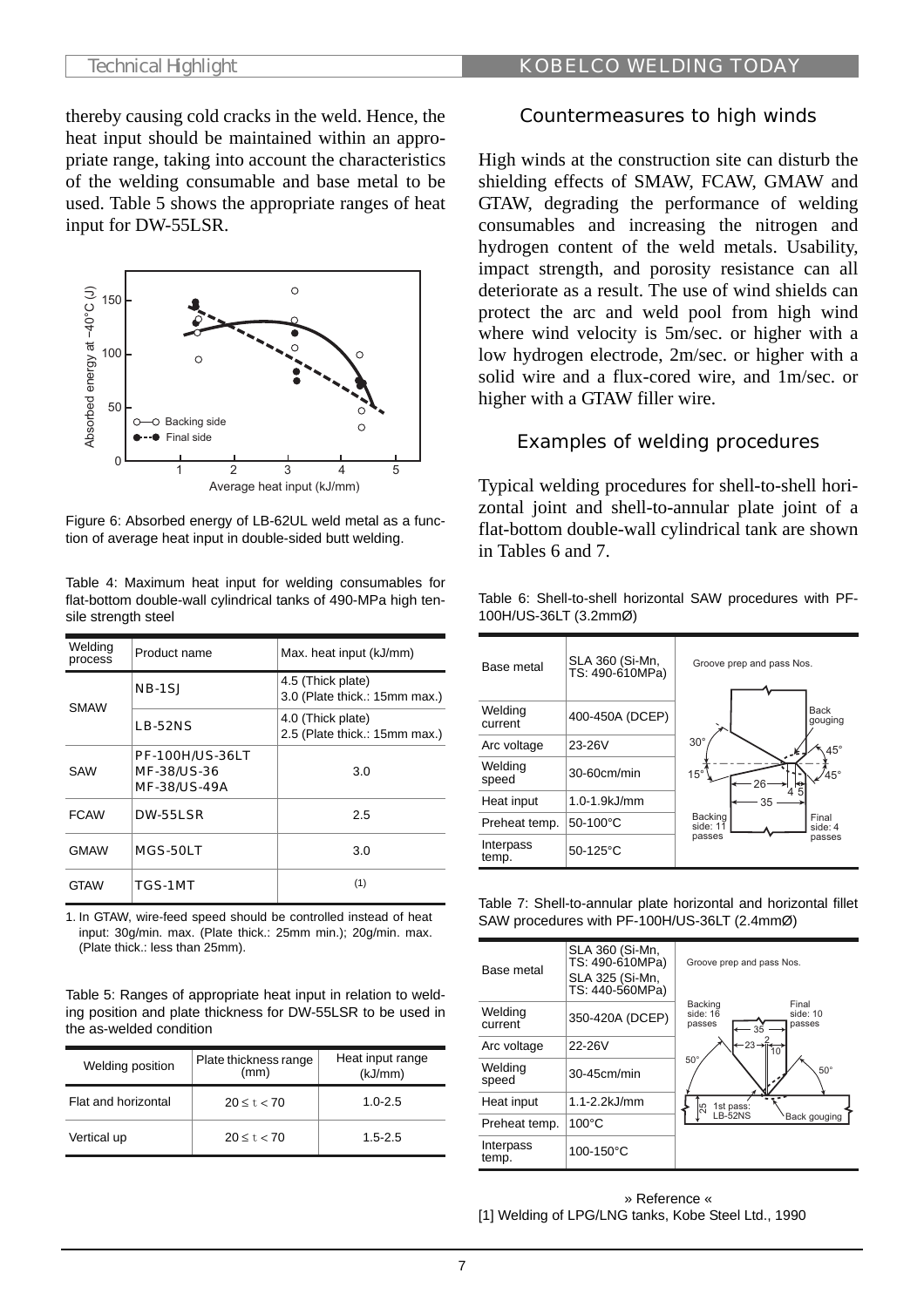thereby causing cold cracks in the weld. Hence, the heat input should be maintained within an appropriate range, taking into account the characteristics of the welding consumable and base metal to be used. Table 5 shows the appropriate ranges of heat input for DW-55LSR.

Figure 6: Absorbed energy of LB-62UL weld metal as a function of average heat input in double-sided butt welding.

Table 4: Maximum heat input for welding consumables for flat-bottom double-wall cylindrical tanks of 490-MPa high tensile strength steel

| Welding process | Product name | Max. heat input (kJ/mm) |
|---|---|---|
| SMAW | NB-1SJ | 4.5 (Thick plate) 3.0 (Plate thick.: 15mm max.) |
| | LB-52NS | 4.0 (Thick plate) 2.5 (Plate thick.: 15mm max.) |
| SAW | PF-100H/US-36LT MF-38/US-36 MF-38/US-49A | 3.0 |
| FCAW | DW-55LSR | 2.5 |
| GMAW | MGS-50LT | 3.0 |
| GTAW | TGS-1MT | (1) |

1. In GTAW, wire-feed speed should be controlled instead of heat input: 30g/min. max. (Plate thick.: 25mm min.); 20g/min. max. (Plate thick.: less than 25mm).

Table 5: Ranges of appropriate heat input in relation to welding position and plate thickness for DW-55LSR to be used in the as-welded condition

| Welding position | Plate thickness range (mm) | Heat input range (kJ/mm) |
|---|---|---|
| Flat and horizontal | $20 \leq t < 70$ | 1.0-2.5 |
| Vertical up | $20 \leq t < 70$ | 1.5-2.5 |

## Countermeasures to high winds

High winds at the construction site can disturb the shielding effects of SMAW, FCAW, GMAW and GTAW, degrading the performance of welding consumables and increasing the nitrogen and hydrogen content of the weld metals. Usability, impact strength, and porosity resistance can all deteriorate as a result. The use of wind shields can protect the arc and weld pool from high wind where wind velocity is 5m/sec. or higher with a low hydrogen electrode, 2m/sec. or higher with a solid wire and a flux-cored wire, and 1m/sec. or higher with a GTAW filler wire.

## Examples of welding procedures

Typical welding procedures for shell-to-shell horizontal joint and shell-to-annular plate joint of a flat-bottom double-wall cylindrical tank are shown in Tables 6 and 7.

Table 6: Shell-to-shell horizontal SAW procedures with PF-100H/US-36LT (3.2mmØ)

| Base metal | SLA 360 (Si-Mn, TS: 490-610MPa) | Groove prep and pass Nos. |
|---|---|---|
| Welding current | 400-450A (DCEP) | |
| Arc voltage | 23-26V | |
| Welding speed | 30-60cm/min | |
| Heat input | 1.0-1.9kJ/mm | |
| Preheat temp. | 50-100°C | |
| Interpass temp. | 50-125°C | |

Table 7: Shell-to-annular plate horizontal and horizontal fillet SAW procedures with PF-100H/US-36LT (2.4mmØ)

| Base metal | SLA 360 (Si-Mn, TS: 490-610MPa) SLA 325 (Si-Mn, TS: 440-560MPa) | Groove prep and pass Nos. |
|---|---|---|
| Welding current | 350-420A (DCEP) | |
| Arc voltage | 22-26V | |
| Welding speed | 30-45cm/min | |
| Heat input | 1.1-2.2kJ/mm | |
| Preheat temp. | 100°C | |
| Interpass temp. | 100-150°C | |

» Reference «

[1] Welding of LPG/LNG tanks, Kobe Steel Ltd., 1990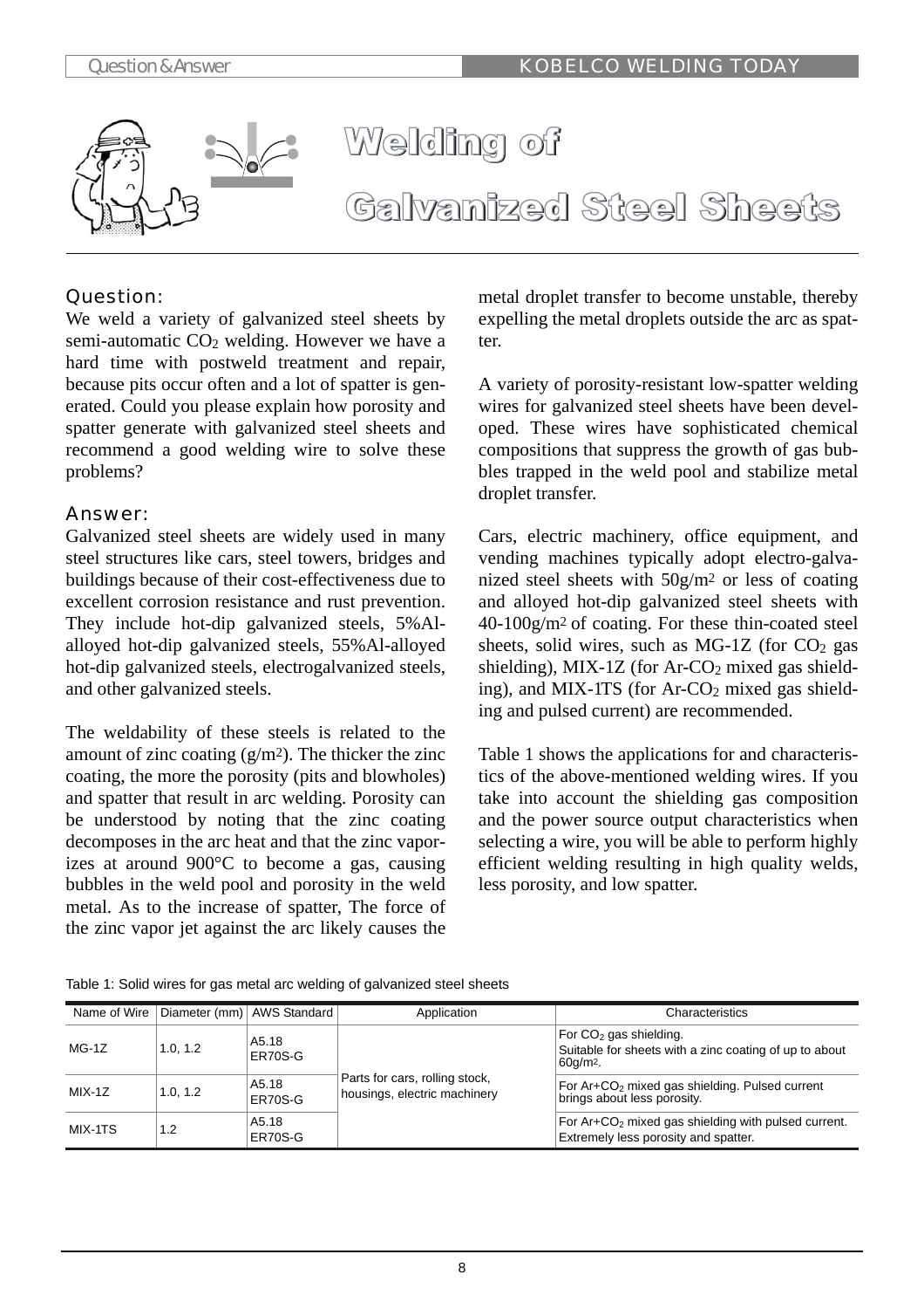# Welding of Galvanized Steel Sheets

## Question:

We weld a variety of galvanized steel sheets by semi-automatic $CO_2$ welding. However we have a hard time with postweld treatment and repair, because pits occur often and a lot of spatter is generated. Could you please explain how porosity and spatter generate with galvanized steel sheets and recommend a good welding wire to solve these problems?

## Answer:

Galvanized steel sheets are widely used in many steel structures like cars, steel towers, bridges and buildings because of their cost-effectiveness due to excellent corrosion resistance and rust prevention. They include hot-dip galvanized steels, 5%Al-alloyed hot-dip galvanized steels, 55%Al-alloyed hot-dip galvanized steels, electrogalvanized steels, and other galvanized steels.

The weldability of these steels is related to the amount of zinc coating ($g/m^2$). The thicker the zinc coating, the more the porosity (pits and blowholes) and spatter that result in arc welding. Porosity can be understood by noting that the zinc coating decomposes in the arc heat and that the zinc vaporizes at around 900°C to become a gas, causing bubbles in the weld pool and porosity in the weld metal. As to the increase of spatter, The force of the zinc vapor jet against the arc likely causes the metal droplet transfer to become unstable, thereby expelling the metal droplets outside the arc as spatter.

A variety of porosity-resistant low-spatter welding wires for galvanized steel sheets have been developed. These wires have sophisticated chemical compositions that suppress the growth of gas bubbles trapped in the weld pool and stabilize metal droplet transfer.

Cars, electric machinery, office equipment, and vending machines typically adopt electro-galvanized steel sheets with $50g/m^2$ or less of coating and alloyed hot-dip galvanized steel sheets with $40\text{-}100g/m^2$ of coating. For these thin-coated steel sheets, solid wires, such as MG-1Z (for $CO_2$ gas shielding), MIX-1Z (for Ar-$CO_2$ mixed gas shielding), and MIX-1TS (for Ar-$CO_2$ mixed gas shielding and pulsed current) are recommended.

Table 1 shows the applications for and characteristics of the above-mentioned welding wires. If you take into account the shielding gas composition and the power source output characteristics when selecting a wire, you will be able to perform highly efficient welding resulting in high quality welds, less porosity, and low spatter.

Table 1: Solid wires for gas metal arc welding of galvanized steel sheets

| Name of Wire | Diameter (mm) | AWS Standard | Application | Characteristics |
|---|---|---|---|---|
| MG-1Z | 1.0, 1.2 | A5.18 ER70S-G | Parts for cars, rolling stock, housings, electric machinery | For $CO_2$ gas shielding. Suitable for sheets with a zinc coating of up to about $60g/m^2$. |
| MIX-1Z | 1.0, 1.2 | A5.18 ER70S-G | | For Ar+$CO_2$ mixed gas shielding. Pulsed current brings about less porosity. |
| MIX-1TS | 1.2 | A5.18 ER70S-G | | For Ar+$CO_2$ mixed gas shielding with pulsed current. Extremely less porosity and spatter. |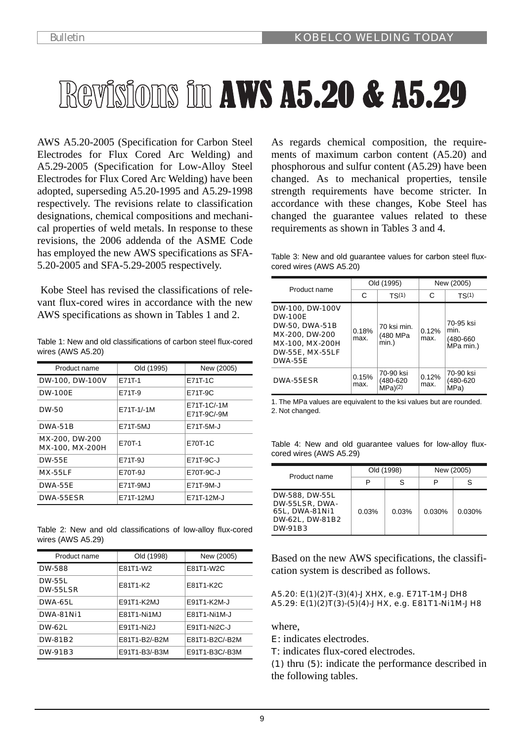# Revisions in AWS A5.20 & A5.29

AWS A5.20-2005 (Specification for Carbon Steel Electrodes for Flux Cored Arc Welding) and A5.29-2005 (Specification for Low-Alloy Steel Electrodes for Flux Cored Arc Welding) have been adopted, superseding A5.20-1995 and A5.29-1998 respectively. The revisions relate to classification designations, chemical compositions and mechanical properties of weld metals. In response to these revisions, the 2006 addenda of the ASME Code has employed the new AWS specifications as SFA-5.20-2005 and SFA-5.29-2005 respectively.

Kobe Steel has revised the classifications of relevant flux-cored wires in accordance with the new AWS specifications as shown in Tables 1 and 2.

Table 1: New and old classifications of carbon steel flux-cored wires (AWS A5.20)

| Product name | Old (1995) | New (2005) |
|---|---|---|
| DW-100, DW-100V | E71T-1 | E71T-1C |
| DW-100E | E71T-9 | E71T-9C |
| DW-50 | E71T-1/-1M | E71T-1C/-1M<br>E71T-9C/-9M |
| DWA-51B | E71T-5MJ | E71T-5M-J |
| MX-200, DW-200<br>MX-100, MX-200H | E70T-1 | E70T-1C |
| DW-55E | E71T-9J | E71T-9C-J |
| MX-55LF | E70T-9J | E70T-9C-J |
| DWA-55E | E71T-9MJ | E71T-9M-J |
| DWA-55ESR | E71T-12MJ | E71T-12M-J |

Table 2: New and old classifications of low-alloy flux-cored wires (AWS A5.29)

| Product name | Old (1998) | New (2005) |
|---|---|---|
| DW-588 | E81T1-W2 | E81T1-W2C |
| DW-55L<br>DW-55LSR | E81T1-K2 | E81T1-K2C |
| DWA-65L | E91T1-K2MJ | E91T1-K2M-J |
| DWA-81Ni1 | E81T1-Ni1MJ | E81T1-Ni1M-J |
| DW-62L | E91T1-Ni2J | E91T1-Ni2C-J |
| DW-81B2 | E81T1-B2/-B2M | E81T1-B2C/-B2M |
| DW-91B3 | E91T1-B3/-B3M | E91T1-B3C/-B3M |

As regards chemical composition, the requirements of maximum carbon content (A5.20) and phosphorous and sulfur content (A5.29) have been changed. As to mechanical properties, tensile strength requirements have become stricter. In accordance with these changes, Kobe Steel has changed the guarantee values related to these requirements as shown in Tables 3 and 4.

Table 3: New and old guarantee values for carbon steel flux-cored wires (AWS A5.20)

| Product name | Old (1995) | | New (2005) | |
|---|---|---|---|---|
| | C | TS(1) | C | TS(1) |
| DW-100, DW-100V<br>DW-100E<br>DW-50, DWA-51B<br>MX-200, DW-200<br>MX-100, MX-200H<br>DW-55E, MX-55LF<br>DWA-55E | 0.18% max. | 70 ksi min. (480 MPa min.) | 0.12% max. | 70-95 ksi min. (480-660 MPa min.) |
| DWA-55ESR | 0.15% max. | 70-90 ksi (480-620 MPa)(2) | 0.12% max. | 70-90 ksi (480-620 MPa) |

1. The MPa values are equivalent to the ksi values but are rounded.
2. Not changed.

Table 4: New and old guarantee values for low-alloy flux-cored wires (AWS A5.29)

| Product name | Old (1998) | | New (2005) | |
|---|---|---|---|---|
| | P | S | P | S |
| DW-588, DW-55L<br>DW-55LSR, DWA-65L, DWA-81Ni1<br>DW-62L, DW-81B2<br>DW-91B3 | 0.03% | 0.03% | 0.030% | 0.030% |

Based on the new AWS specifications, the classification system is described as follows.

A5.20: E(1)(2)T-(3)(4)-J XHX, e.g. E71T-1M-J DH8
A5.29: E(1)(2)T(3)-(5)(4)-J HX, e.g. E81T1-Ni1M-J H8

where,

E: indicates electrodes.

T: indicates flux-cored electrodes.

(1) thru (5): indicate the performance described in the following tables.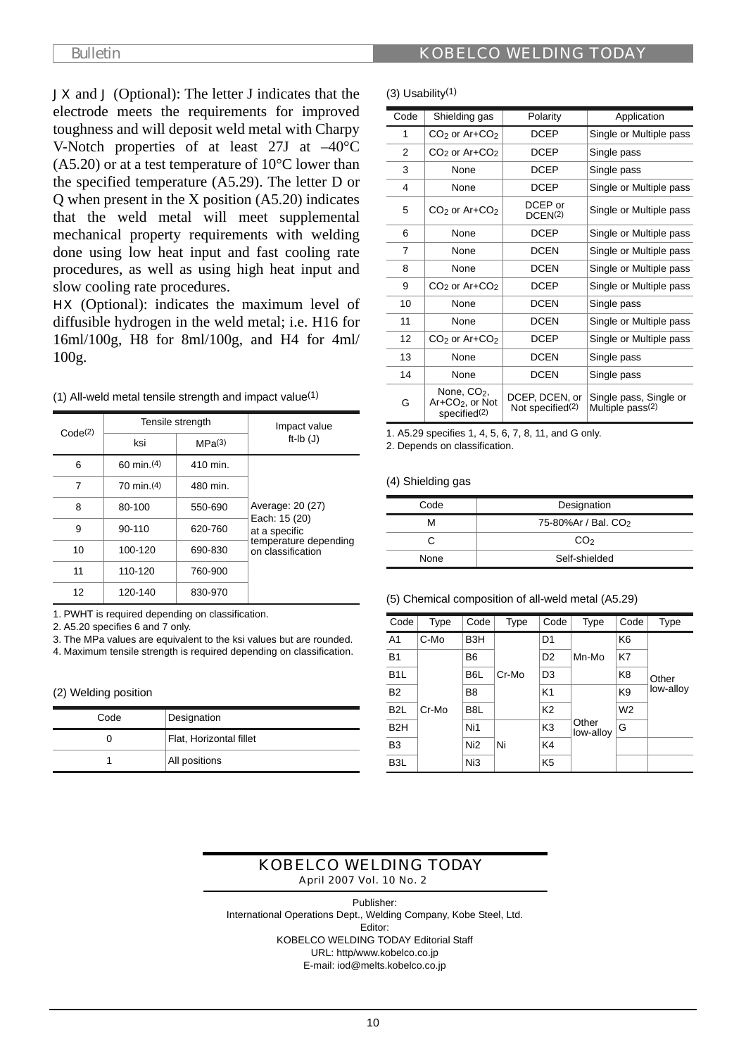JX and J (Optional): The letter J indicates that the electrode meets the requirements for improved toughness and will deposit weld metal with Charpy V-Notch properties of at least 27J at –40°C (A5.20) or at a test temperature of 10°C lower than the specified temperature (A5.29). The letter D or Q when present in the X position (A5.20) indicates that the weld metal will meet supplemental mechanical property requirements with welding done using low heat input and fast cooling rate procedures, as well as using high heat input and slow cooling rate procedures.

HX (Optional): indicates the maximum level of diffusible hydrogen in the weld metal; i.e. H16 for 16ml/100g, H8 for 8ml/100g, and H4 for 4ml/100g.

(1) All-weld metal tensile strength and impact value(1)

| Code(2) | Tensile strength | | Impact value ft-lb (J) |
|---|---|---|---|
| | ksi | MPa(3) | |
| 6 | 60 min.(4) | 410 min. | Average: 20 (27) Each: 15 (20) at a specific temperature depending on classification |
| 7 | 70 min.(4) | 480 min. | |
| 8 | 80-100 | 550-690 | |
| 9 | 90-110 | 620-760 | |
| 10 | 100-120 | 690-830 | |
| 11 | 110-120 | 760-900 | |
| 12 | 120-140 | 830-970 | |

1. PWHT is required depending on classification.
2. A5.20 specifies 6 and 7 only.
3. The MPa values are equivalent to the ksi values but are rounded.
4. Maximum tensile strength is required depending on classification.

(2) Welding position

| Code | Designation |
|---|---|
| 0 | Flat, Horizontal fillet |
| 1 | All positions |

(3) Usability(1)

| Code | Shielding gas | Polarity | Application |
|---|---|---|---|
| 1 | $CO_2$ or Ar+$CO_2$ | DCEP | Single or Multiple pass |
| 2 | $CO_2$ or Ar+$CO_2$ | DCEP | Single pass |
| 3 | None | DCEP | Single pass |
| 4 | None | DCEP | Single or Multiple pass |
| 5 | $CO_2$ or Ar+$CO_2$ | DCEP or DCEN(2) | Single or Multiple pass |
| 6 | None | DCEP | Single or Multiple pass |
| 7 | None | DCEN | Single or Multiple pass |
| 8 | None | DCEN | Single or Multiple pass |
| 9 | $CO_2$ or Ar+$CO_2$ | DCEP | Single or Multiple pass |
| 10 | None | DCEN | Single pass |
| 11 | None | DCEN | Single or Multiple pass |
| 12 | $CO_2$ or Ar+$CO_2$ | DCEP | Single or Multiple pass |
| 13 | None | DCEN | Single pass |
| 14 | None | DCEN | Single pass |
| G | None, $CO_2$, Ar+$CO_2$, or Not specified(2) | DCEP, DCEN, or Not specified(2) | Single pass, Single or Multiple pass(2) |

1. A5.29 specifies 1, 4, 5, 6, 7, 8, 11, and G only.
2. Depends on classification.

(4) Shielding gas

| Code | Designation |
|---|---|
| M | 75-80%Ar / Bal. $CO_2$ |
| C | $CO_2$ |
| None | Self-shielded |

(5) Chemical composition of all-weld metal (A5.29)

| Code | Type | Code | Type | Code | Type | Code | Type |
|---|---|---|---|---|---|---|---|
| A1 | C-Mo | B3H | Cr-Mo | D1 | Mn-Mo | K6 | Other low-alloy |
| B1 | Cr-Mo | B6 | Cr-Mo | D2 | Mn-Mo | K7 | Other low-alloy |
| B1L | Cr-Mo | B6L | Cr-Mo | D3 | Mn-Mo | K8 | Other low-alloy |
| B2 | Cr-Mo | B8 | Cr-Mo | K1 | Other low-alloy | K9 | Other low-alloy |
| B2L | Cr-Mo | B8L | Cr-Mo | K2 | Other low-alloy | W2 | Other low-alloy |
| B2H | Cr-Mo | Ni1 | Ni | K3 | Other low-alloy | G | Other low-alloy |
| B3 | Cr-Mo | Ni2 | Ni | K4 | Other low-alloy | | |
| B3L | Cr-Mo | Ni3 | Ni | K5 | Other low-alloy | | |

KOBELCO WELDING TODAY
April 2007 Vol. 10 No. 2

Publisher:
International Operations Dept., Welding Company, Kobe Steel, Ltd.
Editor:
KOBELCO WELDING TODAY Editorial Staff
URL: http/www.kobelco.co.jp
E-mail: iod@melts.kobelco.co.jp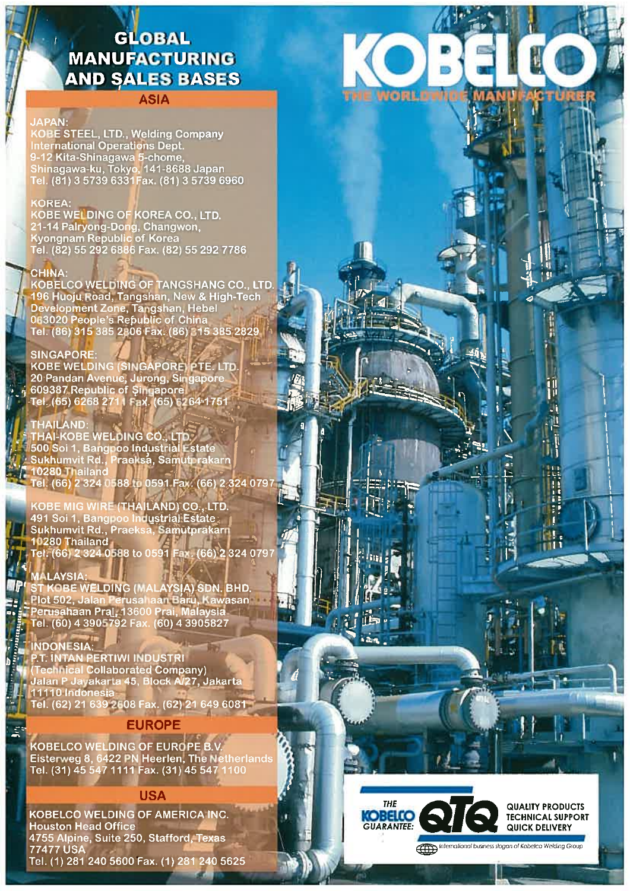# GLOBAL MANUFACTURING AND SALES BASES

# KOBELCO

THE WORLDWIDE MANUFACTURER

## ASIA

JAPAN:
KOBE STEEL, LTD., Welding Company
International Operations Dept.
9-12 Kita-Shinagawa 5-chome,
Shinagawa-ku, Tokyo, 141-8688 Japan
Tel. (81) 3 5739 6331Fax. (81) 3 5739 6960

KOREA:
KOBE WELDING OF KOREA CO., LTD.
21-14 Palryong-Dong, Changwon,
Kyongnam Republic of Korea
Tel. (82) 55 292 6886 Fax. (82) 55 292 7786

CHINA:
KOBELCO WELDING OF TANGSHANG CO., LTD.
196 Huoju Road, Tangshan, New & High-Tech
Development Zone, Tangshan, Hebel
063020 People's Republic of China
Tel. (86) 315 385 2806 Fax. (86) 315 385 2829

SINGAPORE:
KOBE WELDING (SINGAPORE) PTE. LTD.
20 Pandan Avenue, Jurong, Singapore
609387 Republic of Singapore
Tel. (65) 6268 2711 Fax. (65) 6264-1751

THAILAND:
THAI-KOBE WELDING CO., LTD.
500 Soi 1, Bangpoo Industrial Estate
Sukhumvit Rd., Praeksa, Samutprakarn
10280 Thailand
Tel. (66) 2 324 0588 to 0591 Fax. (66) 2 324 0797

KOBE MIG WIRE (THAILAND) CO., LTD.
491 Soi 1, Bangpoo Industrial Estate
Sukhumvit Rd., Praeksa, Samutprakarn
10280 Thailand
Tel. (66) 2 324 0588 to 0591 Fax. (66) 2 324 0797

MALAYSIA:
ST KOBE WELDING (MALAYSIA) SDN. BHD.
Plot 502, Jalan Perusahaan Baru, Kawasan
Perusahaan Prai, 13600 Prai, Malaysia
Tel. (60) 4 3905792 Fax. (60) 4 3905827

INDONESIA:
P.T. INTAN PERTIWI INDUSTRI
(Technical Collaborated Company)
Jalan P Jayakarta 45, Block A/27, Jakarta
11110 Indonesia
Tel. (62) 21 639 2608 Fax. (62) 21 649 6081

## EUROPE

KOBELCO WELDING OF EUROPE B.V.
Eisterweg 8, 6422 PN Heerlen, The Netherlands
Tel. (31) 45 547 1111 Fax. (31) 45 547 1100

## USA

KOBELCO WELDING OF AMERICA INC.
Houston Head Office
4755 Alpine, Suite 250, Stafford, Texas
77477 USA
Tel. (1) 281 240 5600 Fax. (1) 281 240 5625

THE KOBELCO GUARANTEE: QTQ

QUALITY PRODUCTS
TECHNICAL SUPPORT
QUICK DELIVERY

International business slogan of Kobelco Welding Group